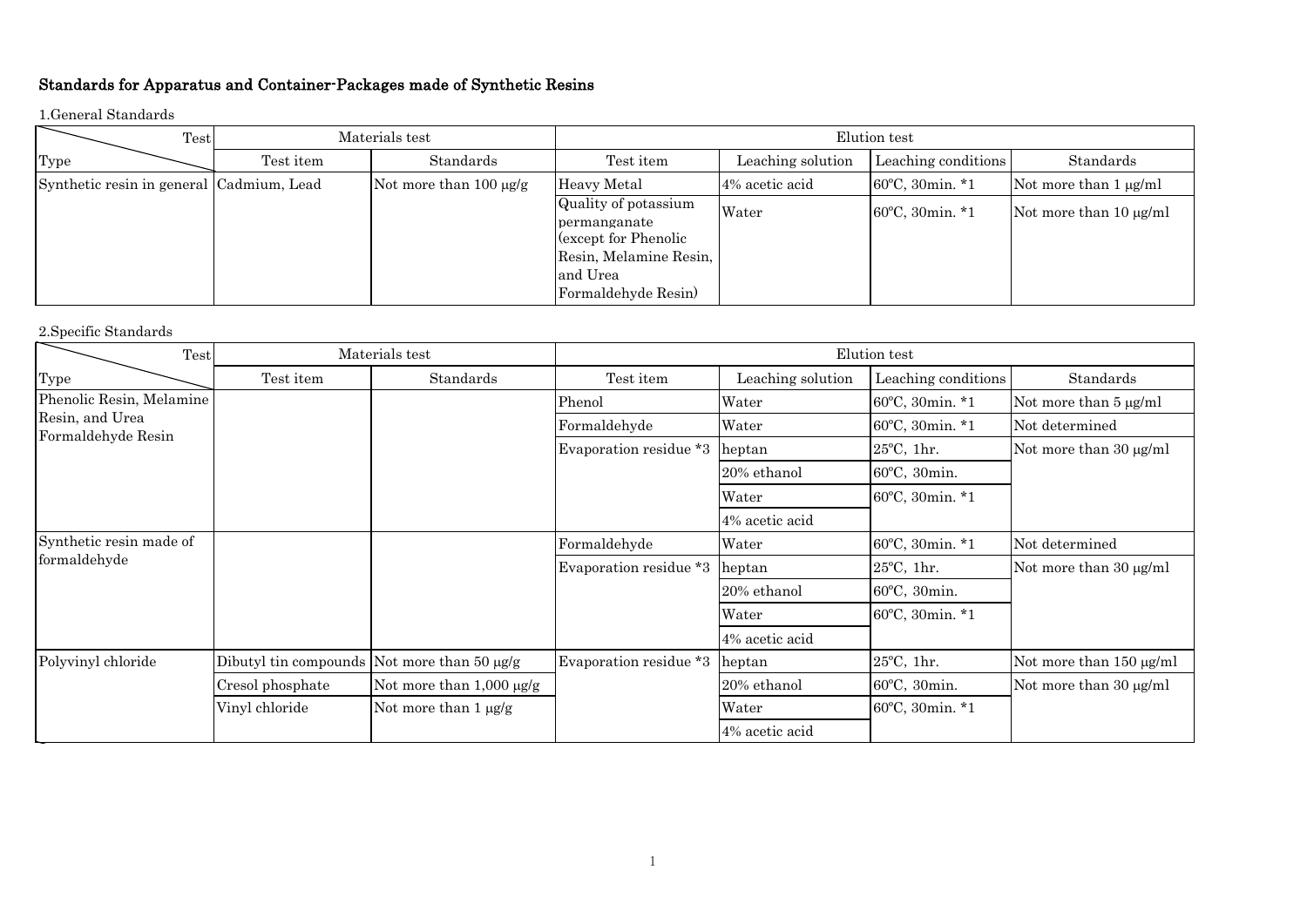# Standards for Apparatus and Container-Packages made of Synthetic Resins

1.General Standards

| Test / Type | Materials test | | Elution test | | | |
|---|---|---|---|---|---|---|
| | Test item | Standards | Test item | Leaching solution | Leaching conditions | Standards |
| Synthetic resin in general | Cadmium, Lead | Not more than 100 μg/g | Heavy Metal | 4% acetic acid | 60℃, 30min. *1 | Not more than 1 μg/ml |
| | | | Quality of potassium permanganate (except for Phenolic Resin, Melamine Resin, and Urea Formaldehyde Resin) | Water | 60℃, 30min. *1 | Not more than 10 μg/ml |

2.Specific Standards

| Test / Type | Materials test | | Elution test | | | |
|---|---|---|---|---|---|---|
| | Test item | Standards | Test item | Leaching solution | Leaching conditions | Standards |
| Phenolic Resin, Melamine Resin, and Urea Formaldehyde Resin | | | Phenol | Water | 60℃, 30min. *1 | Not more than 5 μg/ml |
| | | | Formaldehyde | Water | 60℃, 30min. *1 | Not determined |
| | | | Evaporation residue *3 | heptan | 25℃, 1hr. | Not more than 30 μg/ml |
| | | | | 20% ethanol | 60℃, 30min. | |
| | | | | Water | 60℃, 30min. *1 | |
| | | | | 4% acetic acid | | |
| Synthetic resin made of formaldehyde | | | Formaldehyde | Water | 60℃, 30min. *1 | Not determined |
| | | | Evaporation residue *3 | heptan | 25℃, 1hr. | Not more than 30 μg/ml |
| | | | | 20% ethanol | 60℃, 30min. | |
| | | | | Water | 60℃, 30min. *1 | |
| | | | | 4% acetic acid | | |
| Polyvinyl chloride | Dibutyl tin compounds | Not more than 50 μg/g | Evaporation residue *3 | heptan | 25℃, 1hr. | Not more than 150 μg/ml |
| | Cresol phosphate | Not more than 1,000 μg/g | | 20% ethanol | 60℃, 30min. | Not more than 30 μg/ml |
| | Vinyl chloride | Not more than 1 μg/g | | Water | 60℃, 30min. *1 | |
| | | | | 4% acetic acid | | |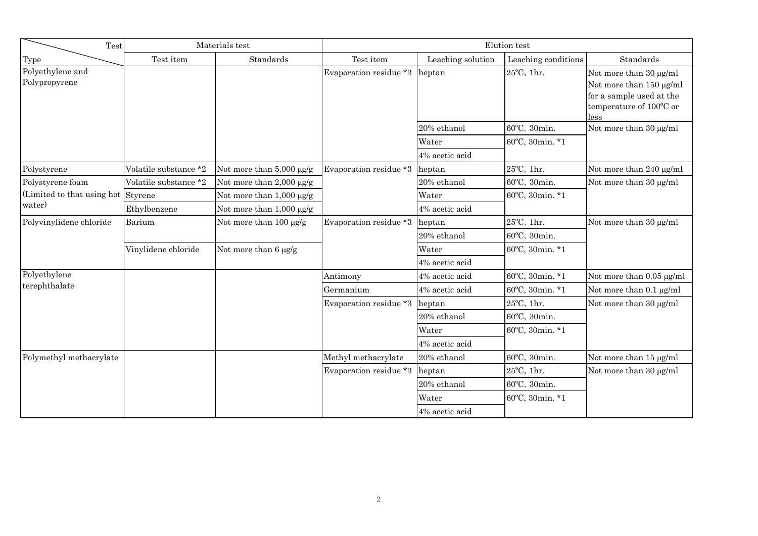| Type \ Test | Materials test | | Elution test | | | |
|---|---|---|---|---|---|---|
| | Test item | Standards | Test item | Leaching solution | Leaching conditions | Standards |
| Polyethylene and Polypropyrene | | | Evaporation residue *3 | heptan | 25℃, 1hr. | Not more than 30 μg/ml Not more than 150 μg/ml for a sample used at the temperature of 100℃ or less |
| | | | | 20% ethanol | 60℃, 30min. | Not more than 30 μg/ml |
| | | | | Water | 60℃, 30min. *1 | |
| | | | | 4% acetic acid | | |
| Polystyrene | Volatile substance *2 | Not more than 5,000 μg/g | Evaporation residue *3 | heptan | 25℃, 1hr. | Not more than 240 μg/ml |
| Polystyrene foam (Limited to that using hot water) | Volatile substance *2 | Not more than 2,000 μg/g | | 20% ethanol | 60℃, 30min. | Not more than 30 μg/ml |
| | Styrene | Not more than 1,000 μg/g | | Water | 60℃, 30min. *1 | |
| | Ethylbenzene | Not more than 1,000 μg/g | | 4% acetic acid | | |
| Polyvinylidene chloride | Barium | Not more than 100 μg/g | Evaporation residue *3 | heptan | 25℃, 1hr. | Not more than 30 μg/ml |
| | | | | 20% ethanol | 60℃, 30min. | |
| | Vinylidene chloride | Not more than 6 μg/g | | Water | 60℃, 30min. *1 | |
| | | | | 4% acetic acid | | |
| Polyethylene terephthalate | | | Antimony | 4% acetic acid | 60℃, 30min. *1 | Not more than 0.05 μg/ml |
| | | | Germanium | 4% acetic acid | 60℃, 30min. *1 | Not more than 0.1 μg/ml |
| | | | Evaporation residue *3 | heptan | 25℃, 1hr. | Not more than 30 μg/ml |
| | | | | 20% ethanol | 60℃, 30min. | |
| | | | | Water | 60℃, 30min. *1 | |
| | | | | 4% acetic acid | | |
| Polymethyl methacrylate | | | Methyl methacrylate | 20% ethanol | 60℃, 30min. | Not more than 15 μg/ml |
| | | | Evaporation residue *3 | heptan | 25℃, 1hr. | Not more than 30 μg/ml |
| | | | | 20% ethanol | 60℃, 30min. | |
| | | | | Water | 60℃, 30min. *1 | |
| | | | | 4% acetic acid | | |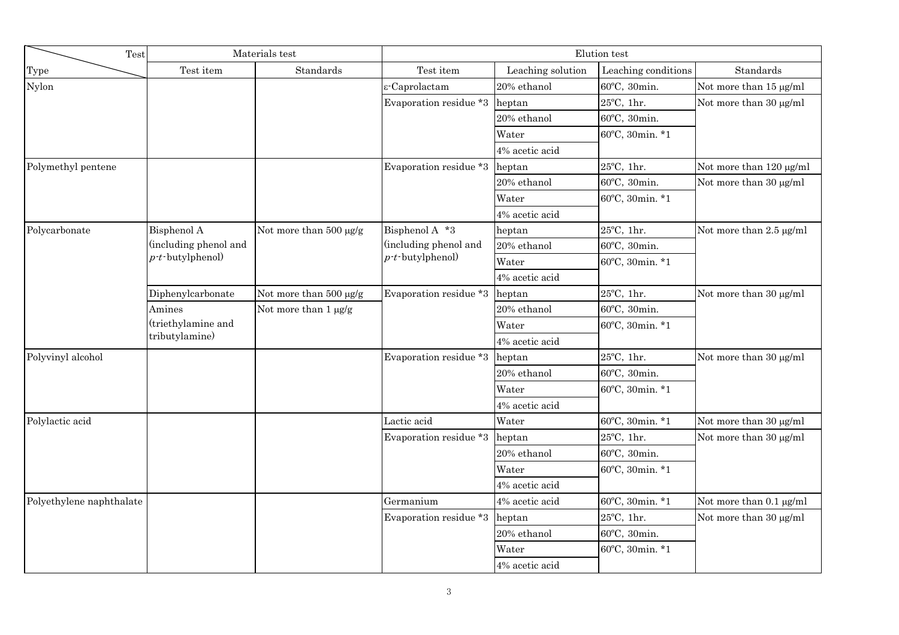| Type \ Test | Materials test | | Elution test | | | |
|---|---|---|---|---|---|---|
| | Test item | Standards | Test item | Leaching solution | Leaching conditions | Standards |
| Nylon | | | ε-Caprolactam | 20% ethanol | 60℃, 30min. | Not more than 15 μg/ml |
| | | | Evaporation residue *3 | heptan | 25℃, 1hr. | Not more than 30 μg/ml |
| | | | | 20% ethanol | 60℃, 30min. | |
| | | | | Water | 60℃, 30min. *1 | |
| | | | | 4% acetic acid | | |
| Polymethyl pentene | | | Evaporation residue *3 | heptan | 25℃, 1hr. | Not more than 120 μg/ml |
| | | | | 20% ethanol | 60℃, 30min. | Not more than 30 μg/ml |
| | | | | Water | 60℃, 30min. *1 | |
| | | | | 4% acetic acid | | |
| Polycarbonate | Bisphenol A (including phenol and *p-t*-butylphenol) | Not more than 500 μg/g | Bisphenol A *3 (including phenol and *p-t*-butylphenol) | heptan | 25℃, 1hr. | Not more than 2.5 μg/ml |
| | | | | 20% ethanol | 60℃, 30min. | |
| | | | | Water | 60℃, 30min. *1 | |
| | | | | 4% acetic acid | | |
| | Diphenylcarbonate | Not more than 500 μg/g | Evaporation residue *3 | heptan | 25℃, 1hr. | Not more than 30 μg/ml |
| | Amines (triethylamine and tributylamine) | Not more than 1 μg/g | | 20% ethanol | 60℃, 30min. | |
| | | | | Water | 60℃, 30min. *1 | |
| | | | | 4% acetic acid | | |
| Polyvinyl alcohol | | | Evaporation residue *3 | heptan | 25℃, 1hr. | Not more than 30 μg/ml |
| | | | | 20% ethanol | 60℃, 30min. | |
| | | | | Water | 60℃, 30min. *1 | |
| | | | | 4% acetic acid | | |
| Polylactic acid | | | Lactic acid | Water | 60℃, 30min. *1 | Not more than 30 μg/ml |
| | | | Evaporation residue *3 | heptan | 25℃, 1hr. | Not more than 30 μg/ml |
| | | | | 20% ethanol | 60℃, 30min. | |
| | | | | Water | 60℃, 30min. *1 | |
| | | | | 4% acetic acid | | |
| Polyethylene naphthalate | | | Germanium | 4% acetic acid | 60℃, 30min. *1 | Not more than 0.1 μg/ml |
| | | | Evaporation residue *3 | heptan | 25℃, 1hr. | Not more than 30 μg/ml |
| | | | | 20% ethanol | 60℃, 30min. | |
| | | | | Water | 60℃, 30min. *1 | |
| | | | | 4% acetic acid | | |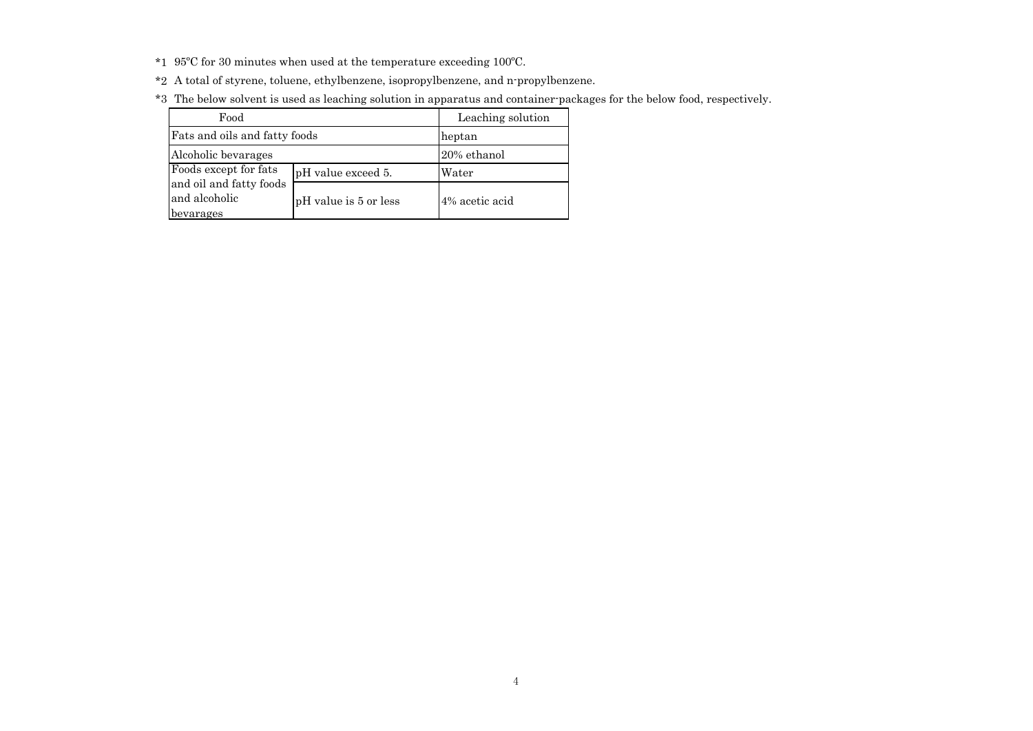*1 95ºC for 30 minutes when used at the temperature exceeding 100ºC.

*2 A total of styrene, toluene, ethylbenzene, isopropylbenzene, and n-propylbenzene.

*3 The below solvent is used as leaching solution in apparatus and container-packages for the below food, respectively.

| Food | | Leaching solution |
|---|---|---|
| Fats and oils and fatty foods | | heptan |
| Alcoholic bevarages | | 20% ethanol |
| Foods except for fats and oil and fatty foods and alcoholic bevarages | pH value exceed 5. | Water |
| | pH value is 5 or less | 4% acetic acid |